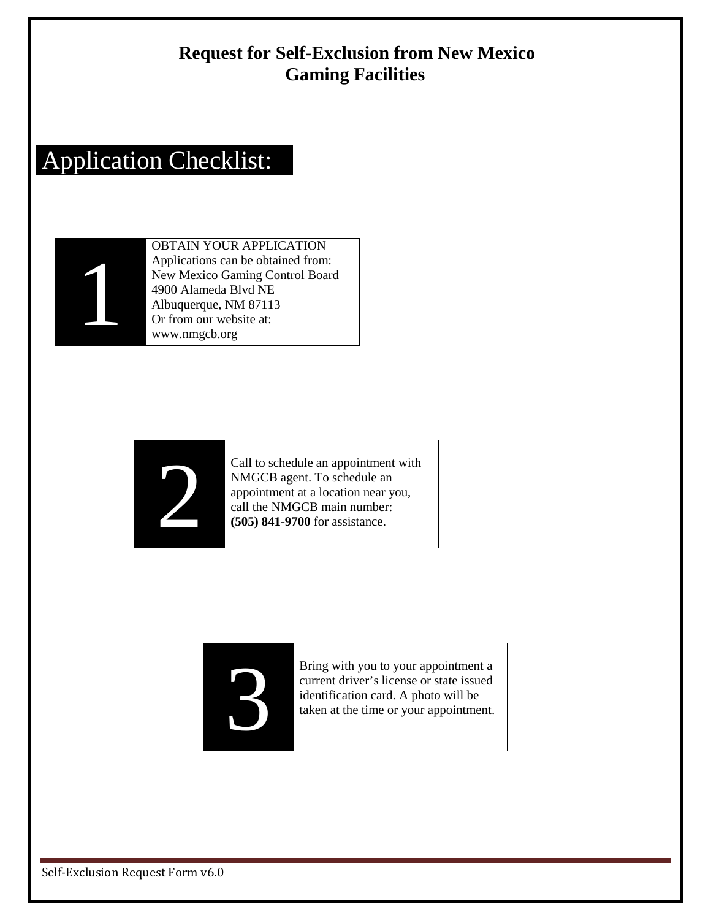# Request for Self-Exclusion from New Mexico Gaming Facilities

## Application Checklist:

**1**

OBTAIN YOUR APPLICATION
Applications can be obtained from:
New Mexico Gaming Control Board
4900 Alameda Blvd NE
Albuquerque, NM 87113
Or from our website at:
www.nmgcb.org

**2**

Call to schedule an appointment with NMGCB agent. To schedule an appointment at a location near you, call the NMGCB main number: **(505) 841-9700** for assistance.

**3**

Bring with you to your appointment a current driver's license or state issued identification card. A photo will be taken at the time or your appointment.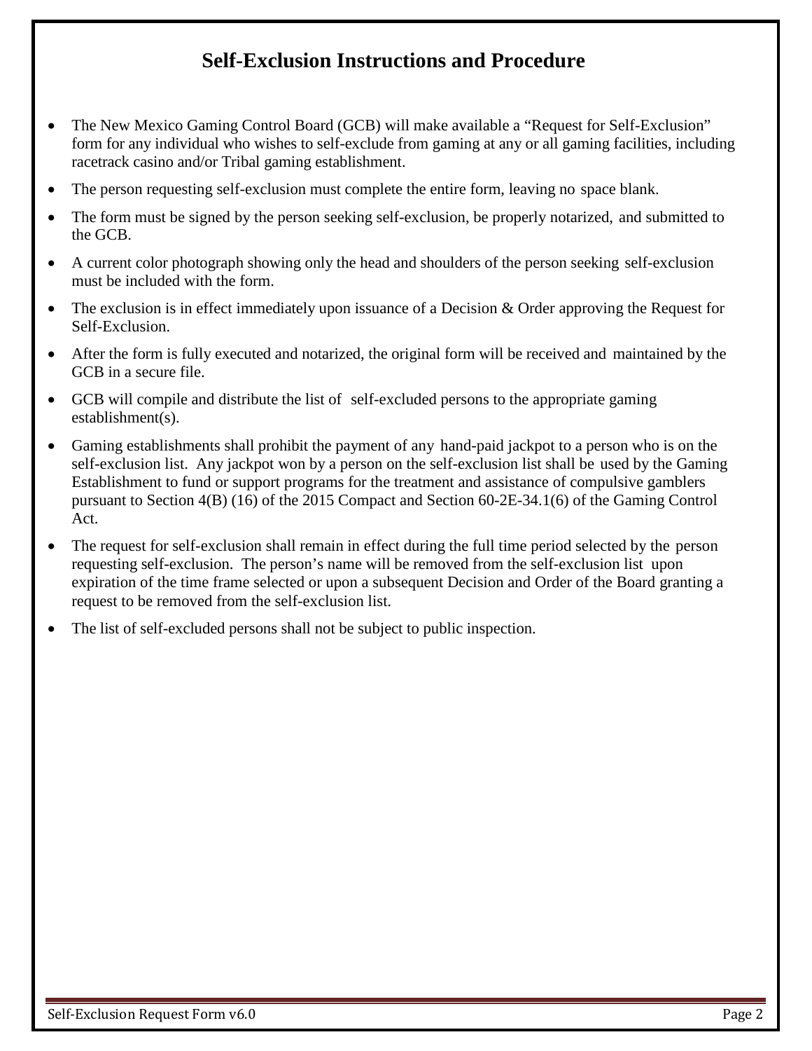## Self-Exclusion Instructions and Procedure

- The New Mexico Gaming Control Board (GCB) will make available a “Request for Self-Exclusion” form for any individual who wishes to self-exclude from gaming at any or all gaming facilities, including racetrack casino and/or Tribal gaming establishment.
- The person requesting self-exclusion must complete the entire form, leaving no space blank.
- The form must be signed by the person seeking self-exclusion, be properly notarized, and submitted to the GCB.
- A current color photograph showing only the head and shoulders of the person seeking self-exclusion must be included with the form.
- The exclusion is in effect immediately upon issuance of a Decision & Order approving the Request for Self-Exclusion.
- After the form is fully executed and notarized, the original form will be received and maintained by the GCB in a secure file.
- GCB will compile and distribute the list of self-excluded persons to the appropriate gaming establishment(s).
- Gaming establishments shall prohibit the payment of any hand-paid jackpot to a person who is on the self-exclusion list. Any jackpot won by a person on the self-exclusion list shall be used by the Gaming Establishment to fund or support programs for the treatment and assistance of compulsive gamblers pursuant to Section 4(B) (16) of the 2015 Compact and Section 60-2E-34.1(6) of the Gaming Control Act.
- The request for self-exclusion shall remain in effect during the full time period selected by the person requesting self-exclusion. The person’s name will be removed from the self-exclusion list upon expiration of the time frame selected or upon a subsequent Decision and Order of the Board granting a request to be removed from the self-exclusion list.
- The list of self-excluded persons shall not be subject to public inspection.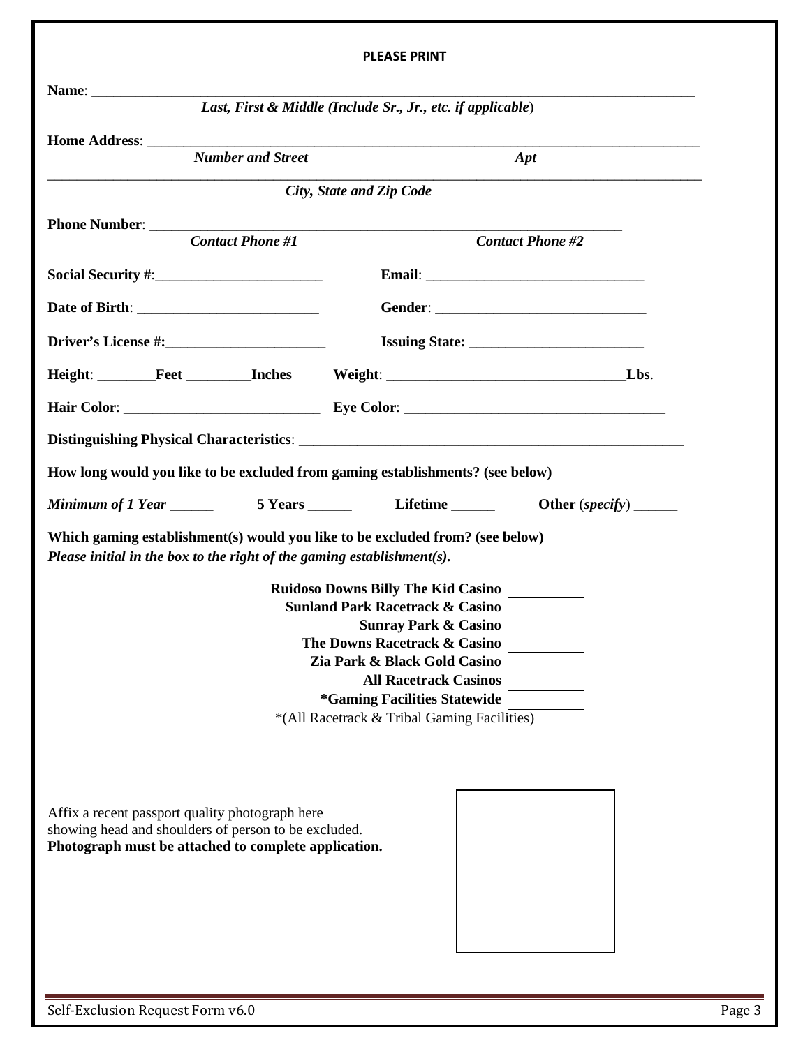**PLEASE PRINT**

**Name**: ______________________________________________________________________________

*Last, First & Middle (Include Sr., Jr., etc. if applicable*)

**Home Address**: ________________________________________________________________________

*Number and Street* *Apt*

________________________________________________________________________________________

*City, State and Zip Code*

**Phone Number**: ______________________________________________________________

*Contact Phone #1* *Contact Phone #2*

**Social Security #**:_______________________ **Email**: ______________________________

**Date of Birth**: _________________________ **Gender**: ______________________________

**Driver's License #:**______________________ **Issuing State:** ________________________

**Height**: ________**Feet** _________**Inches** **Weight**: _________________________________**Lbs**.

**Hair Color**: ___________________________ **Eye Color**: ____________________________________

**Distinguishing Physical Characteristics**: _______________________________________________________

**How long would you like to be excluded from gaming establishments? (see below)**

***Minimum of 1 Year*** ______ **5 Years** ______ **Lifetime** ______ **Other** (***specify***) ______

**Which gaming establishment(s) would you like to be excluded from? (see below)**
***Please initial in the box to the right of the gaming establishment(s).***

| Establishment | Initials |
|---|---|
| **Ruidoso Downs Billy The Kid Casino** | |
| **Sunland Park Racetrack & Casino** | |
| **Sunray Park & Casino** | |
| **The Downs Racetrack & Casino** | |
| **Zia Park & Black Gold Casino** | |
| **All Racetrack Casinos** | |
| **\*Gaming Facilities Statewide** | |

*(All Racetrack & Tribal Gaming Facilities)

Affix a recent passport quality photograph here showing head and shoulders of person to be excluded.
**Photograph must be attached to complete application.**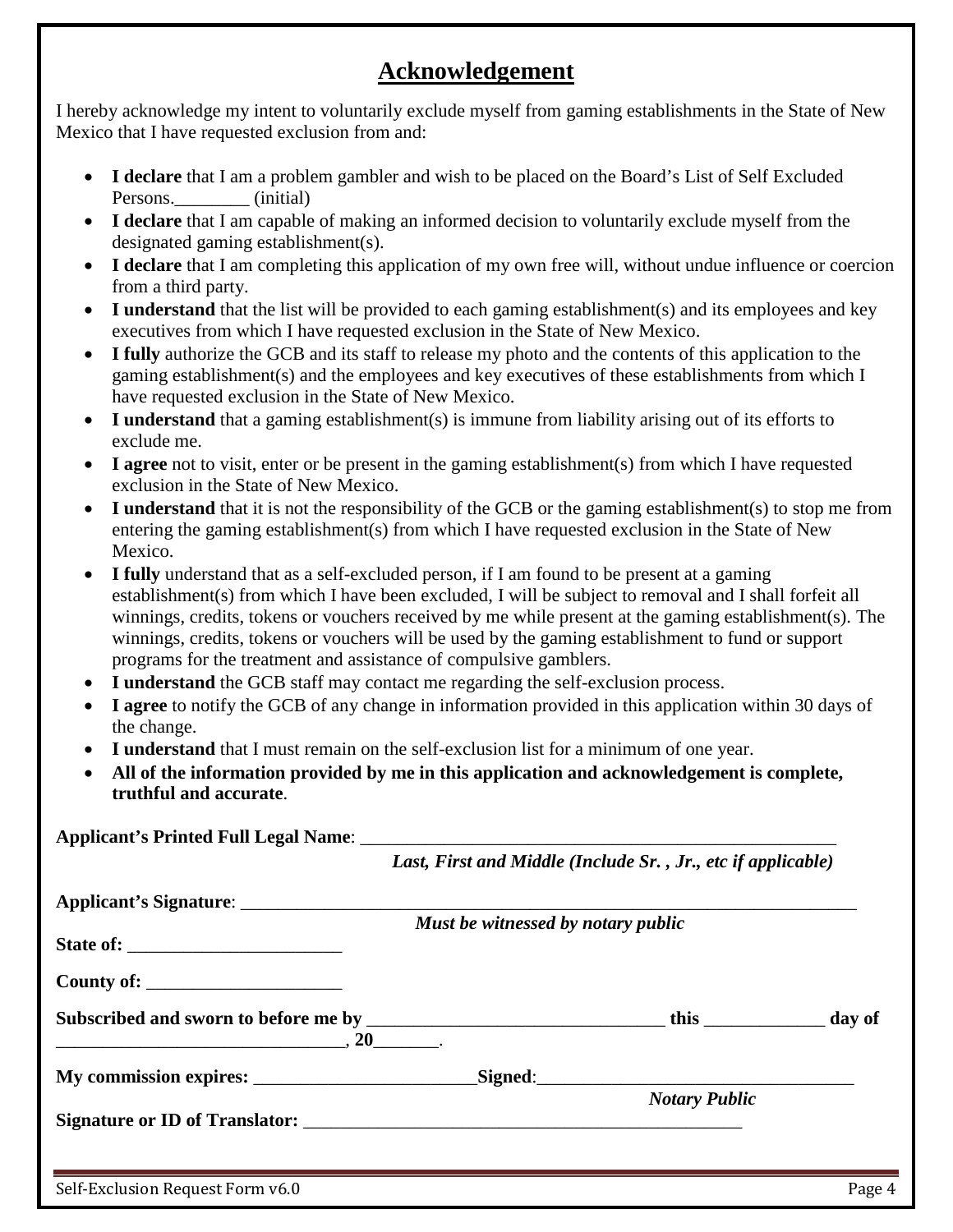## Acknowledgement

I hereby acknowledge my intent to voluntarily exclude myself from gaming establishments in the State of New Mexico that I have requested exclusion from and:

- **I declare** that I am a problem gambler and wish to be placed on the Board's List of Self Excluded Persons.________ (initial)
- **I declare** that I am capable of making an informed decision to voluntarily exclude myself from the designated gaming establishment(s).
- **I declare** that I am completing this application of my own free will, without undue influence or coercion from a third party.
- **I understand** that the list will be provided to each gaming establishment(s) and its employees and key executives from which I have requested exclusion in the State of New Mexico.
- **I fully** authorize the GCB and its staff to release my photo and the contents of this application to the gaming establishment(s) and the employees and key executives of these establishments from which I have requested exclusion in the State of New Mexico.
- **I understand** that a gaming establishment(s) is immune from liability arising out of its efforts to exclude me.
- **I agree** not to visit, enter or be present in the gaming establishment(s) from which I have requested exclusion in the State of New Mexico.
- **I understand** that it is not the responsibility of the GCB or the gaming establishment(s) to stop me from entering the gaming establishment(s) from which I have requested exclusion in the State of New Mexico.
- **I fully** understand that as a self-excluded person, if I am found to be present at a gaming establishment(s) from which I have been excluded, I will be subject to removal and I shall forfeit all winnings, credits, tokens or vouchers received by me while present at the gaming establishment(s). The winnings, credits, tokens or vouchers will be used by the gaming establishment to fund or support programs for the treatment and assistance of compulsive gamblers.
- **I understand** the GCB staff may contact me regarding the self-exclusion process.
- **I agree** to notify the GCB of any change in information provided in this application within 30 days of the change.
- **I understand** that I must remain on the self-exclusion list for a minimum of one year.
- **All of the information provided by me in this application and acknowledgement is complete, truthful and accurate**.

**Applicant's Printed Full Legal Name**: ______________________________________________________
***Last, First and Middle (Include Sr. , Jr., etc if applicable)***

**Applicant's Signature**: ______________________________________________________________________
***Must be witnessed by notary public***

**State of:** _______________________

**County of:** _____________________

**Subscribed and sworn to before me by** ________________________________ **this** _____________ **day of** _______________________________, **20**_______.

**My commission expires:** ________________________ **Signed**:__________________________________
***Notary Public***

**Signature or ID of Translator:** _________________________________________________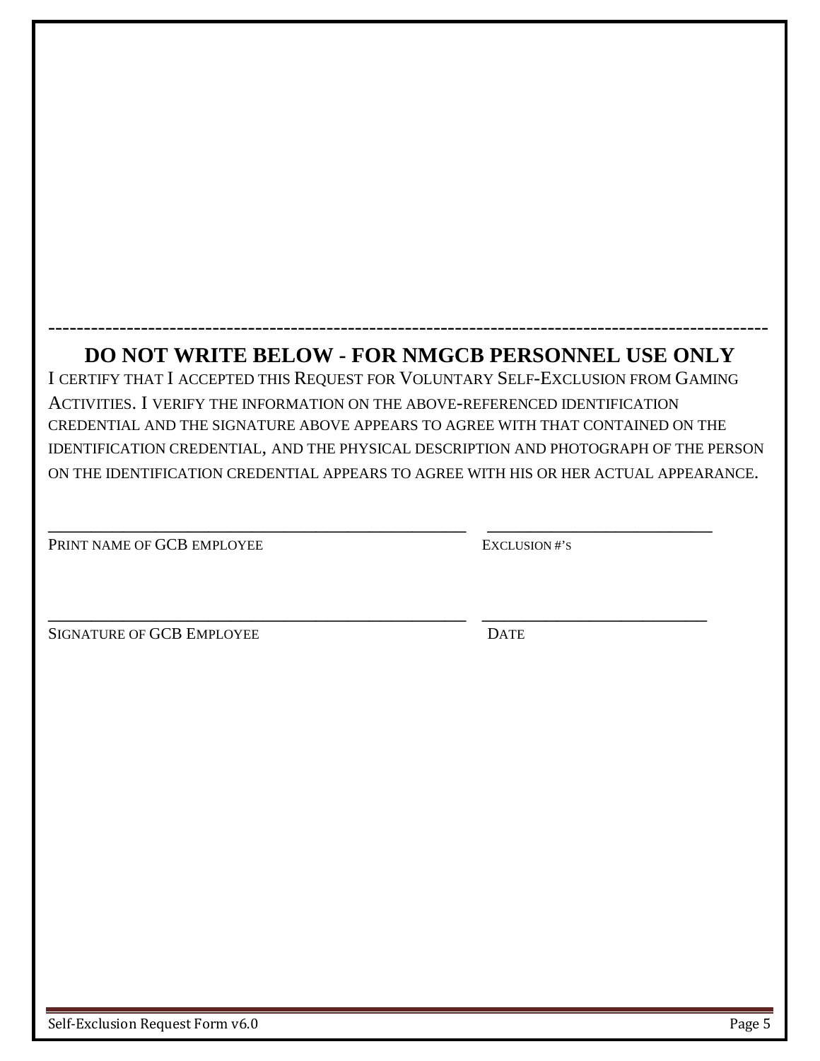---

## DO NOT WRITE BELOW - FOR NMGCB PERSONNEL USE ONLY

I CERTIFY THAT I ACCEPTED THIS REQUEST FOR VOLUNTARY SELF-EXCLUSION FROM GAMING ACTIVITIES. I VERIFY THE INFORMATION ON THE ABOVE-REFERENCED IDENTIFICATION CREDENTIAL AND THE SIGNATURE ABOVE APPEARS TO AGREE WITH THAT CONTAINED ON THE IDENTIFICATION CREDENTIAL, AND THE PHYSICAL DESCRIPTION AND PHOTOGRAPH OF THE PERSON ON THE IDENTIFICATION CREDENTIAL APPEARS TO AGREE WITH HIS OR HER ACTUAL APPEARANCE.

_______________________________________________ ___________________________

PRINT NAME OF GCB EMPLOYEE EXCLUSION #'S

_______________________________________________ ___________________________

SIGNATURE OF GCB EMPLOYEE DATE